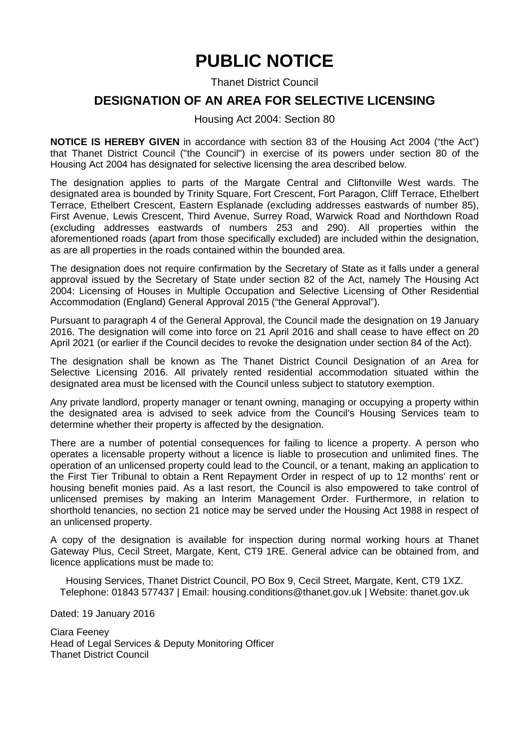# PUBLIC NOTICE

Thanet District Council

## DESIGNATION OF AN AREA FOR SELECTIVE LICENSING

Housing Act 2004: Section 80

**NOTICE IS HEREBY GIVEN** in accordance with section 83 of the Housing Act 2004 ("the Act") that Thanet District Council ("the Council") in exercise of its powers under section 80 of the Housing Act 2004 has designated for selective licensing the area described below.

The designation applies to parts of the Margate Central and Cliftonville West wards. The designated area is bounded by Trinity Square, Fort Crescent, Fort Paragon, Cliff Terrace, Ethelbert Terrace, Ethelbert Crescent, Eastern Esplanade (excluding addresses eastwards of number 85), First Avenue, Lewis Crescent, Third Avenue, Surrey Road, Warwick Road and Northdown Road (excluding addresses eastwards of numbers 253 and 290). All properties within the aforementioned roads (apart from those specifically excluded) are included within the designation, as are all properties in the roads contained within the bounded area.

The designation does not require confirmation by the Secretary of State as it falls under a general approval issued by the Secretary of State under section 82 of the Act, namely The Housing Act 2004: Licensing of Houses in Multiple Occupation and Selective Licensing of Other Residential Accommodation (England) General Approval 2015 ("the General Approval").

Pursuant to paragraph 4 of the General Approval, the Council made the designation on 19 January 2016. The designation will come into force on 21 April 2016 and shall cease to have effect on 20 April 2021 (or earlier if the Council decides to revoke the designation under section 84 of the Act).

The designation shall be known as The Thanet District Council Designation of an Area for Selective Licensing 2016. All privately rented residential accommodation situated within the designated area must be licensed with the Council unless subject to statutory exemption.

Any private landlord, property manager or tenant owning, managing or occupying a property within the designated area is advised to seek advice from the Council's Housing Services team to determine whether their property is affected by the designation.

There are a number of potential consequences for failing to licence a property. A person who operates a licensable property without a licence is liable to prosecution and unlimited fines. The operation of an unlicensed property could lead to the Council, or a tenant, making an application to the First Tier Tribunal to obtain a Rent Repayment Order in respect of up to 12 months' rent or housing benefit monies paid. As a last resort, the Council is also empowered to take control of unlicensed premises by making an Interim Management Order. Furthermore, in relation to shorthold tenancies, no section 21 notice may be served under the Housing Act 1988 in respect of an unlicensed property.

A copy of the designation is available for inspection during normal working hours at Thanet Gateway Plus, Cecil Street, Margate, Kent, CT9 1RE. General advice can be obtained from, and licence applications must be made to:

Housing Services, Thanet District Council, PO Box 9, Cecil Street, Margate, Kent, CT9 1XZ.
Telephone: 01843 577437 | Email: housing.conditions@thanet.gov.uk | Website: thanet.gov.uk

Dated: 19 January 2016

Ciara Feeney
Head of Legal Services & Deputy Monitoring Officer
Thanet District Council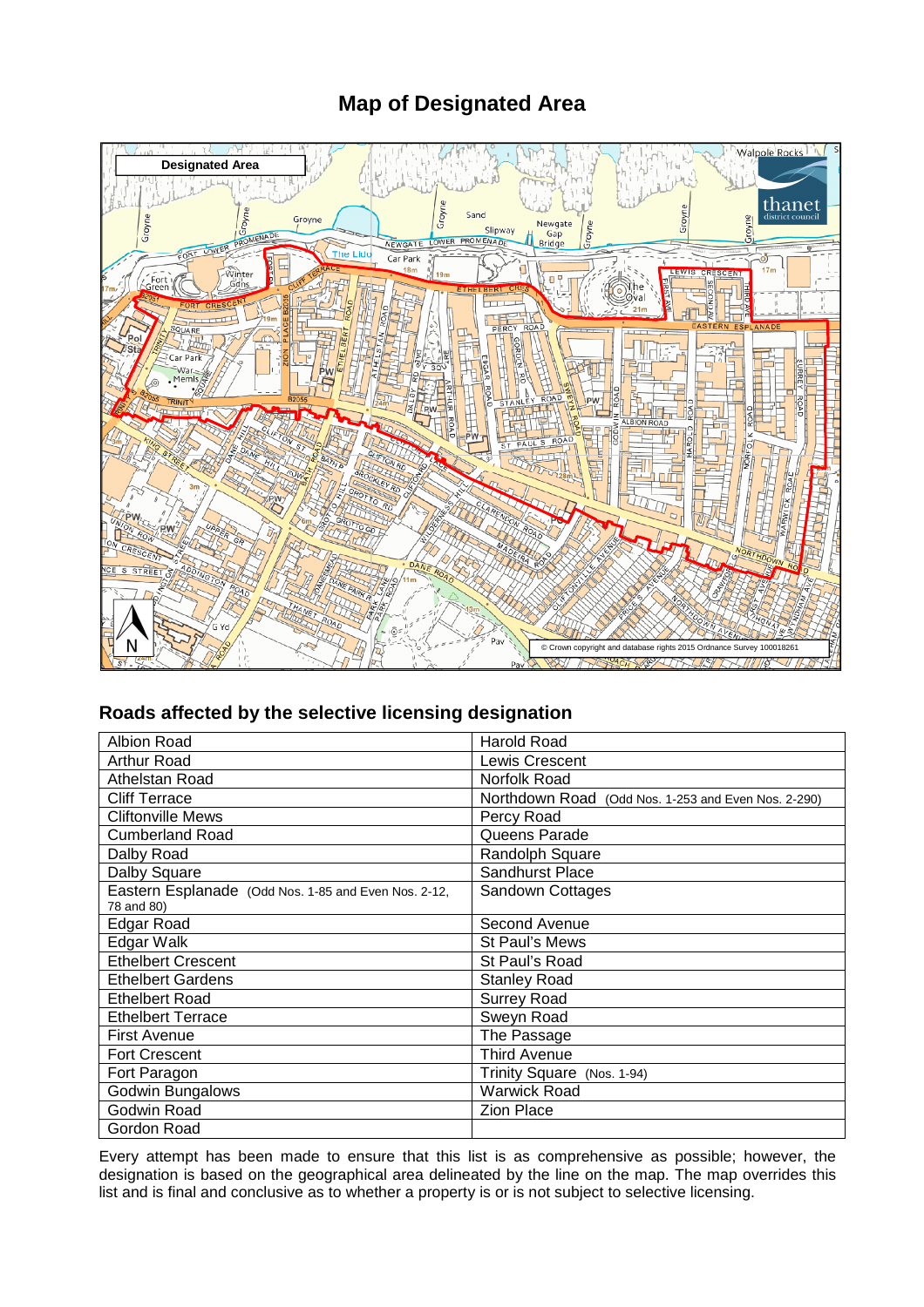# Map of Designated Area

Designated Area

© Crown copyright and database rights 2015 Ordnance Survey 100018261

## Roads affected by the selective licensing designation

| | |
|---|---|
| Albion Road | Harold Road |
| Arthur Road | Lewis Crescent |
| Athelstan Road | Norfolk Road |
| Cliff Terrace | Northdown Road (Odd Nos. 1-253 and Even Nos. 2-290) |
| Cliftonville Mews | Percy Road |
| Cumberland Road | Queens Parade |
| Dalby Road | Randolph Square |
| Dalby Square | Sandhurst Place |
| Eastern Esplanade (Odd Nos. 1-85 and Even Nos. 2-12, 78 and 80) | Sandown Cottages |
| Edgar Road | Second Avenue |
| Edgar Walk | St Paul's Mews |
| Ethelbert Crescent | St Paul's Road |
| Ethelbert Gardens | Stanley Road |
| Ethelbert Road | Surrey Road |
| Ethelbert Terrace | Sweyn Road |
| First Avenue | The Passage |
| Fort Crescent | Third Avenue |
| Fort Paragon | Trinity Square (Nos. 1-94) |
| Godwin Bungalows | Warwick Road |
| Godwin Road | Zion Place |
| Gordon Road | |

Every attempt has been made to ensure that this list is as comprehensive as possible; however, the designation is based on the geographical area delineated by the line on the map. The map overrides this list and is final and conclusive as to whether a property is or is not subject to selective licensing.